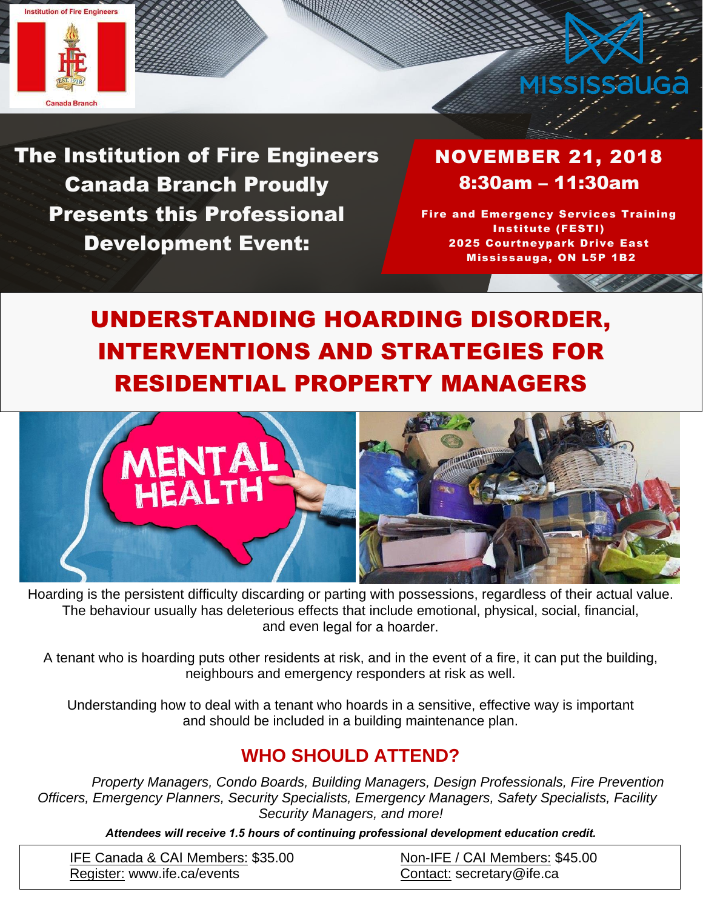Institution of Fire Engineers

Canada Branch

MISSISSAUGA

**The Institution of Fire Engineers Canada Branch Proudly Presents this Professional Development Event:**

**NOVEMBER 21, 2018**
**8:30am – 11:30am**

**Fire and Emergency Services Training Institute (FESTI)**
**2025 Courtneypark Drive East**
**Mississauga, ON L5P 1B2**

# UNDERSTANDING HOARDING DISORDER, INTERVENTIONS AND STRATEGIES FOR RESIDENTIAL PROPERTY MANAGERS

Hoarding is the persistent difficulty discarding or parting with possessions, regardless of their actual value. The behaviour usually has deleterious effects that include emotional, physical, social, financial, and even legal for a hoarder.

A tenant who is hoarding puts other residents at risk, and in the event of a fire, it can put the building, neighbours and emergency responders at risk as well.

Understanding how to deal with a tenant who hoards in a sensitive, effective way is important and should be included in a building maintenance plan.

## WHO SHOULD ATTEND?

*Property Managers, Condo Boards, Building Managers, Design Professionals, Fire Prevention Officers, Emergency Planners, Security Specialists, Emergency Managers, Safety Specialists, Facility Security Managers, and more!*

***Attendees will receive 1.5 hours of continuing professional development education credit.***

IFE Canada & CAI Members: $35.00
Register: www.ife.ca/events

Non-IFE / CAI Members: $45.00
Contact: secretary@ife.ca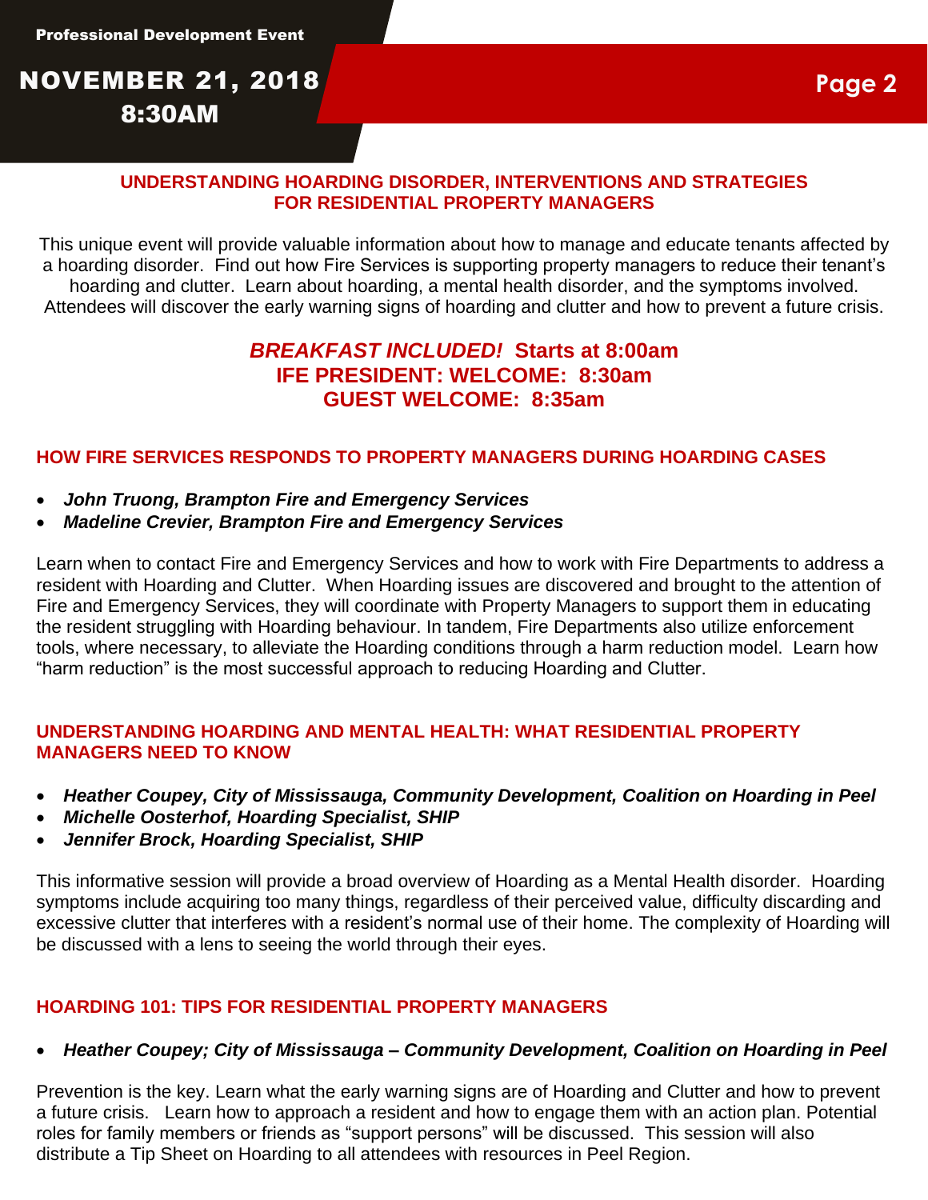Professional Development Event

**NOVEMBER 21, 2018**
**8:30AM**

## UNDERSTANDING HOARDING DISORDER, INTERVENTIONS AND STRATEGIES FOR RESIDENTIAL PROPERTY MANAGERS

This unique event will provide valuable information about how to manage and educate tenants affected by a hoarding disorder. Find out how Fire Services is supporting property managers to reduce their tenant's hoarding and clutter. Learn about hoarding, a mental health disorder, and the symptoms involved. Attendees will discover the early warning signs of hoarding and clutter and how to prevent a future crisis.

***BREAKFAST INCLUDED!*** **Starts at 8:00am**
**IFE PRESIDENT: WELCOME: 8:30am**
**GUEST WELCOME: 8:35am**

### HOW FIRE SERVICES RESPONDS TO PROPERTY MANAGERS DURING HOARDING CASES

- ***John Truong, Brampton Fire and Emergency Services***
- ***Madeline Crevier, Brampton Fire and Emergency Services***

Learn when to contact Fire and Emergency Services and how to work with Fire Departments to address a resident with Hoarding and Clutter. When Hoarding issues are discovered and brought to the attention of Fire and Emergency Services, they will coordinate with Property Managers to support them in educating the resident struggling with Hoarding behaviour. In tandem, Fire Departments also utilize enforcement tools, where necessary, to alleviate the Hoarding conditions through a harm reduction model. Learn how "harm reduction" is the most successful approach to reducing Hoarding and Clutter.

### UNDERSTANDING HOARDING AND MENTAL HEALTH: WHAT RESIDENTIAL PROPERTY MANAGERS NEED TO KNOW

- ***Heather Coupey, City of Mississauga, Community Development, Coalition on Hoarding in Peel***
- ***Michelle Oosterhof, Hoarding Specialist, SHIP***
- ***Jennifer Brock, Hoarding Specialist, SHIP***

This informative session will provide a broad overview of Hoarding as a Mental Health disorder. Hoarding symptoms include acquiring too many things, regardless of their perceived value, difficulty discarding and excessive clutter that interferes with a resident's normal use of their home. The complexity of Hoarding will be discussed with a lens to seeing the world through their eyes.

### HOARDING 101: TIPS FOR RESIDENTIAL PROPERTY MANAGERS

- ***Heather Coupey; City of Mississauga – Community Development, Coalition on Hoarding in Peel***

Prevention is the key. Learn what the early warning signs are of Hoarding and Clutter and how to prevent a future crisis. Learn how to approach a resident and how to engage them with an action plan. Potential roles for family members or friends as "support persons" will be discussed. This session will also distribute a Tip Sheet on Hoarding to all attendees with resources in Peel Region.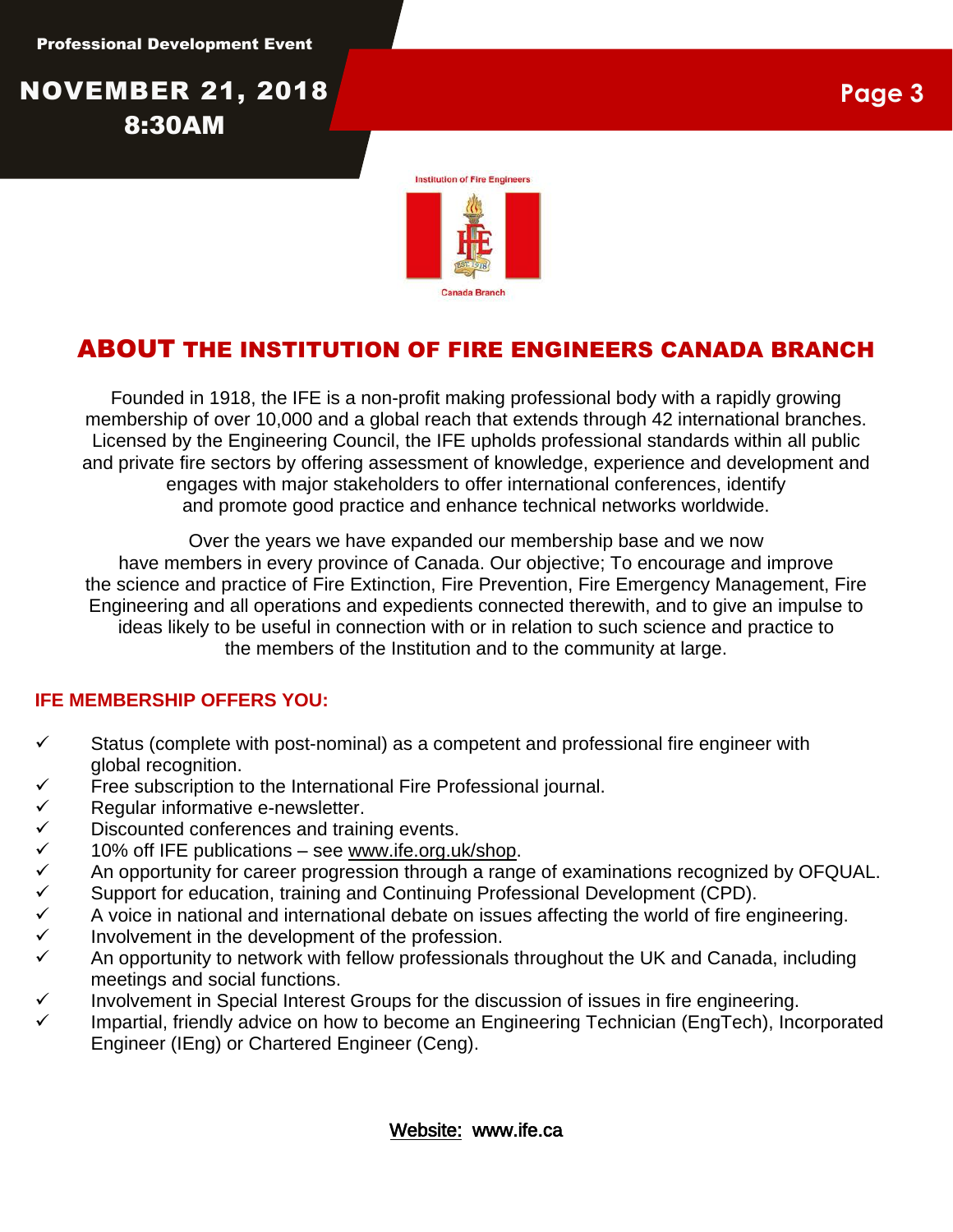Professional Development Event

**NOVEMBER 21, 2018 8:30AM**

Institution of Fire Engineers

Canada Branch

# ABOUT THE INSTITUTION OF FIRE ENGINEERS CANADA BRANCH

Founded in 1918, the IFE is a non-profit making professional body with a rapidly growing membership of over 10,000 and a global reach that extends through 42 international branches. Licensed by the Engineering Council, the IFE upholds professional standards within all public and private fire sectors by offering assessment of knowledge, experience and development and engages with major stakeholders to offer international conferences, identify and promote good practice and enhance technical networks worldwide.

Over the years we have expanded our membership base and we now have members in every province of Canada. Our objective; To encourage and improve the science and practice of Fire Extinction, Fire Prevention, Fire Emergency Management, Fire Engineering and all operations and expedients connected therewith, and to give an impulse to ideas likely to be useful in connection with or in relation to such science and practice to the members of the Institution and to the community at large.

## IFE MEMBERSHIP OFFERS YOU:

- ✓ Status (complete with post-nominal) as a competent and professional fire engineer with global recognition.
- ✓ Free subscription to the International Fire Professional journal.
- ✓ Regular informative e-newsletter.
- ✓ Discounted conferences and training events.
- ✓ 10% off IFE publications – see www.ife.org.uk/shop.
- ✓ An opportunity for career progression through a range of examinations recognized by OFQUAL.
- ✓ Support for education, training and Continuing Professional Development (CPD).
- ✓ A voice in national and international debate on issues affecting the world of fire engineering.
- ✓ Involvement in the development of the profession.
- ✓ An opportunity to network with fellow professionals throughout the UK and Canada, including meetings and social functions.
- ✓ Involvement in Special Interest Groups for the discussion of issues in fire engineering.
- ✓ Impartial, friendly advice on how to become an Engineering Technician (EngTech), Incorporated Engineer (IEng) or Chartered Engineer (Ceng).

Website: www.ife.ca